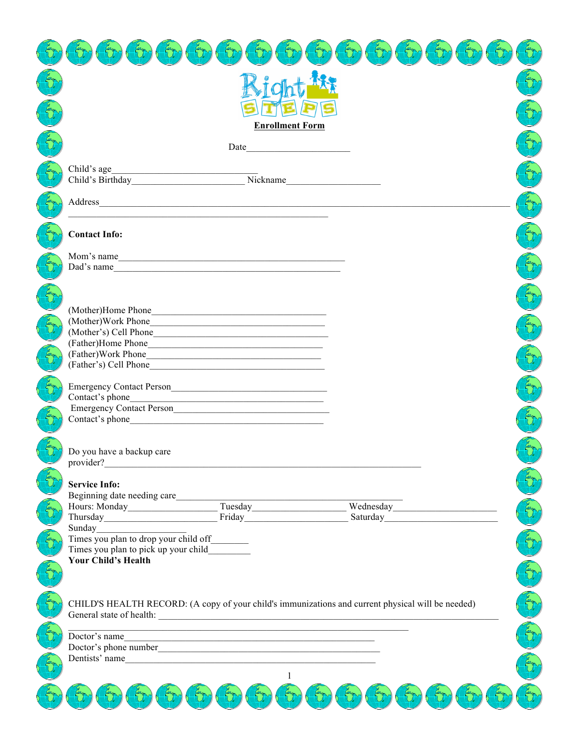Right STEPS

**Enrollment Form**

Date______________________

Child's age_______________________________
Child's Birthday________________________ Nickname____________________

Address______________________________________________________________________________________
_______________________________________________________

**Contact Info:**

Mom's name_______________________________________________
Dad's name_______________________________________________

(Mother)Home Phone_____________________________________
(Mother)Work Phone_____________________________________
(Mother's) Cell Phone_____________________________________
(Father)Home Phone_____________________________________
(Father)Work Phone_____________________________________
(Father's) Cell Phone_____________________________________

Emergency Contact Person_________________________________
Contact's phone_________________________________________
Emergency Contact Person_________________________________
Contact's phone_________________________________________

Do you have a backup care provider?__________________________________________________________________

**Service Info:**

Beginning date needing care________________________________________________
Hours: Monday____________________ Tuesday____________________ Wednesday______________________
Thursday________________________ Friday______________________ Saturday________________________
Sunday___________________
Times you plan to drop your child off________
Times you plan to pick up your child_________

**Your Child's Health**

CHILD'S HEALTH RECORD: (A copy of your child's immunizations and current physical will be needed)
General state of health: __________________________________________________________________________
________________________________________________________________________

Doctor's name_____________________________________________________
Doctor's phone number_____________________________________________
Dentists' name_____________________________________________________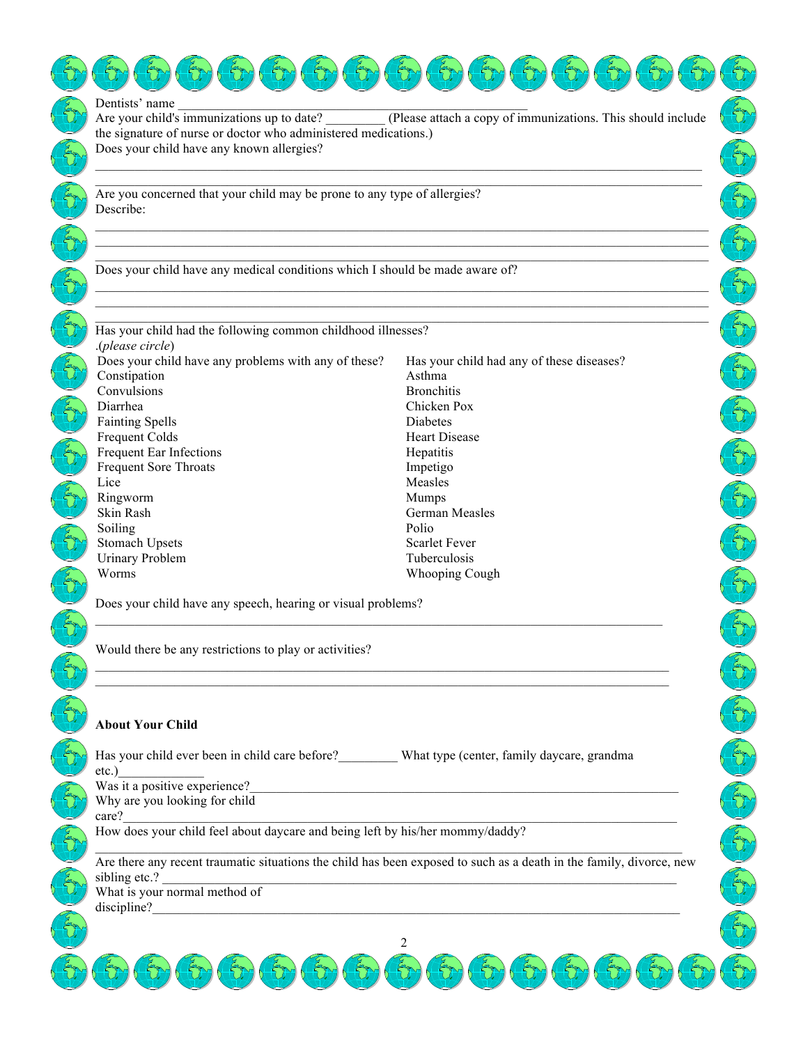Dentists' name ___________________________________________________

Are your child's immunizations up to date? _________ (Please attach a copy of immunizations. This should include the signature of nurse or doctor who administered medications.)

Does your child have any known allergies?

______________________________________________________________________________________

______________________________________________________________________________________

Are you concerned that your child may be prone to any type of allergies?

Describe:

______________________________________________________________________________________

______________________________________________________________________________________

______________________________________________________________________________________

Does your child have any medical conditions which I should be made aware of?

______________________________________________________________________________________

______________________________________________________________________________________

______________________________________________________________________________________

Has your child had the following common childhood illnesses?

.(*please circle*)

| Does your child have any problems with any of these? | Has your child had any of these diseases? |
|---|---|
| Constipation | Asthma |
| Convulsions | Bronchitis |
| Diarrhea | Chicken Pox |
| Fainting Spells | Diabetes |
| Frequent Colds | Heart Disease |
| Frequent Ear Infections | Hepatitis |
| Frequent Sore Throats | Impetigo |
| Lice | Measles |
| Ringworm | Mumps |
| Skin Rash | German Measles |
| Soiling | Polio |
| Stomach Upsets | Scarlet Fever |
| Urinary Problem | Tuberculosis |
| Worms | Whooping Cough |

Does your child have any speech, hearing or visual problems?

______________________________________________________________________________________

Would there be any restrictions to play or activities?

______________________________________________________________________________________

______________________________________________________________________________________

**About Your Child**

Has your child ever been in child care before?_________ What type (center, family daycare, grandma etc.)_____________

Was it a positive experience?_________________________________________________________________

Why are you looking for child care?___________________________________________________________

How does your child feel about daycare and being left by his/her mommy/daddy?

______________________________________________________________________________________

Are there any recent traumatic situations the child has been exposed to such as a death in the family, divorce, new sibling etc.? ____________________________________________________________________

What is your normal method of discipline?_______________________________________________________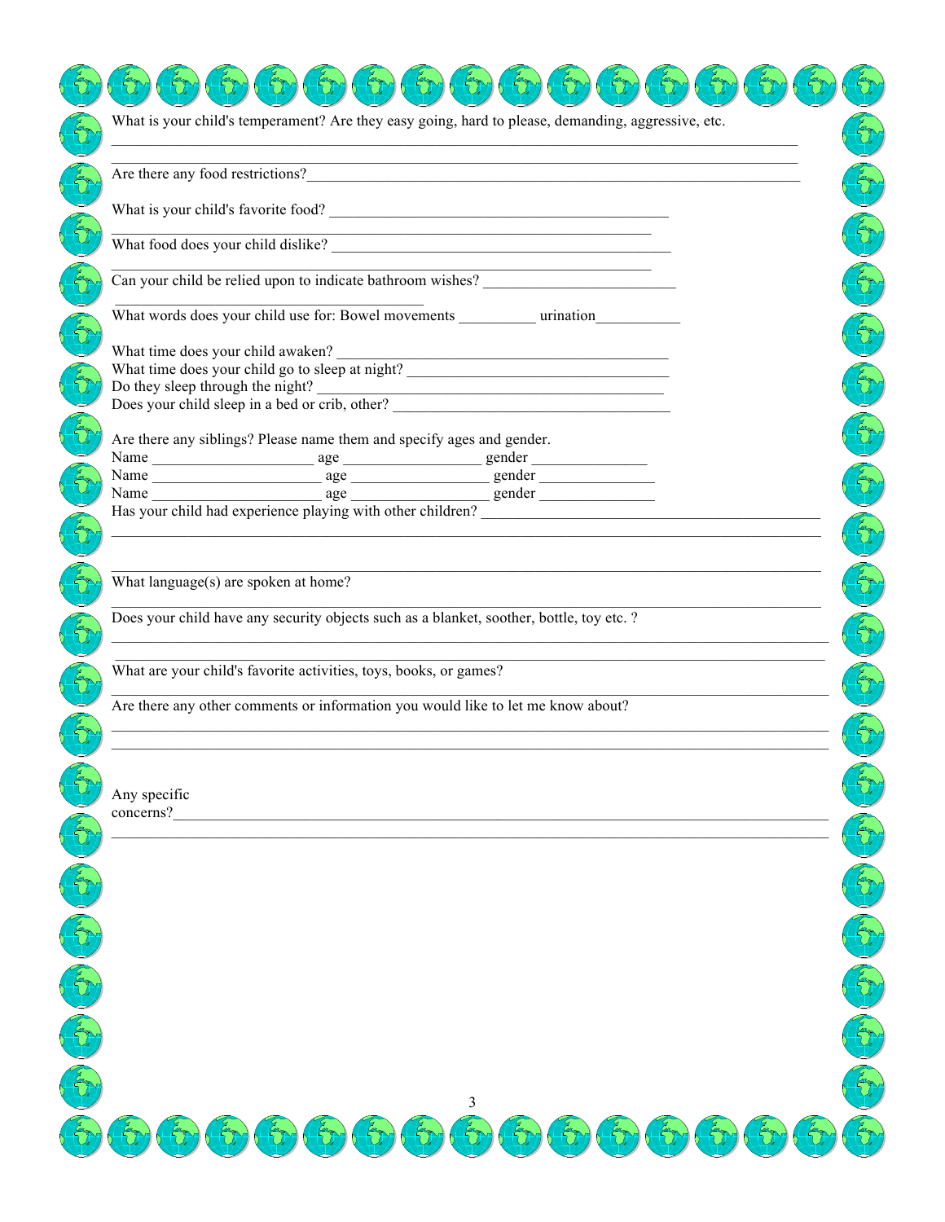What is your child's temperament? Are they easy going, hard to please, demanding, aggressive, etc.

______________________________________________________________________________________

______________________________________________________________________________________

Are there any food restrictions?______________________________________________________________________

What is your child's favorite food? ___________________________________________

___________________________________________________________________

What food does your child dislike? ___________________________________________

___________________________________________________________________

Can your child be relied upon to indicate bathroom wishes? _________________________

_______________________________________

What words does your child use for: Bowel movements __________ urination___________

What time does your child awaken? ___________________________________________

What time does your child go to sleep at night? ___________________________________

Do they sleep through the night? _____________________________________________

Does your child sleep in a bed or crib, other? ____________________________________

Are there any siblings? Please name them and specify ages and gender.

Name _____________________ age _________________ gender _______________

Name _____________________ age _________________ gender _______________

Name _____________________ age _________________ gender _______________

Has your child had experience playing with other children? _____________________________________________

______________________________________________________________________________________

______________________________________________________________________________________

What language(s) are spoken at home?

______________________________________________________________________________________

Does your child have any security objects such as a blanket, soother, bottle, toy etc. ?

______________________________________________________________________________________

______________________________________________________________________________________

What are your child's favorite activities, toys, books, or games?

______________________________________________________________________________________

Are there any other comments or information you would like to let me know about?

______________________________________________________________________________________

______________________________________________________________________________________

Any specific concerns?_____________________________________________________________________________

______________________________________________________________________________________